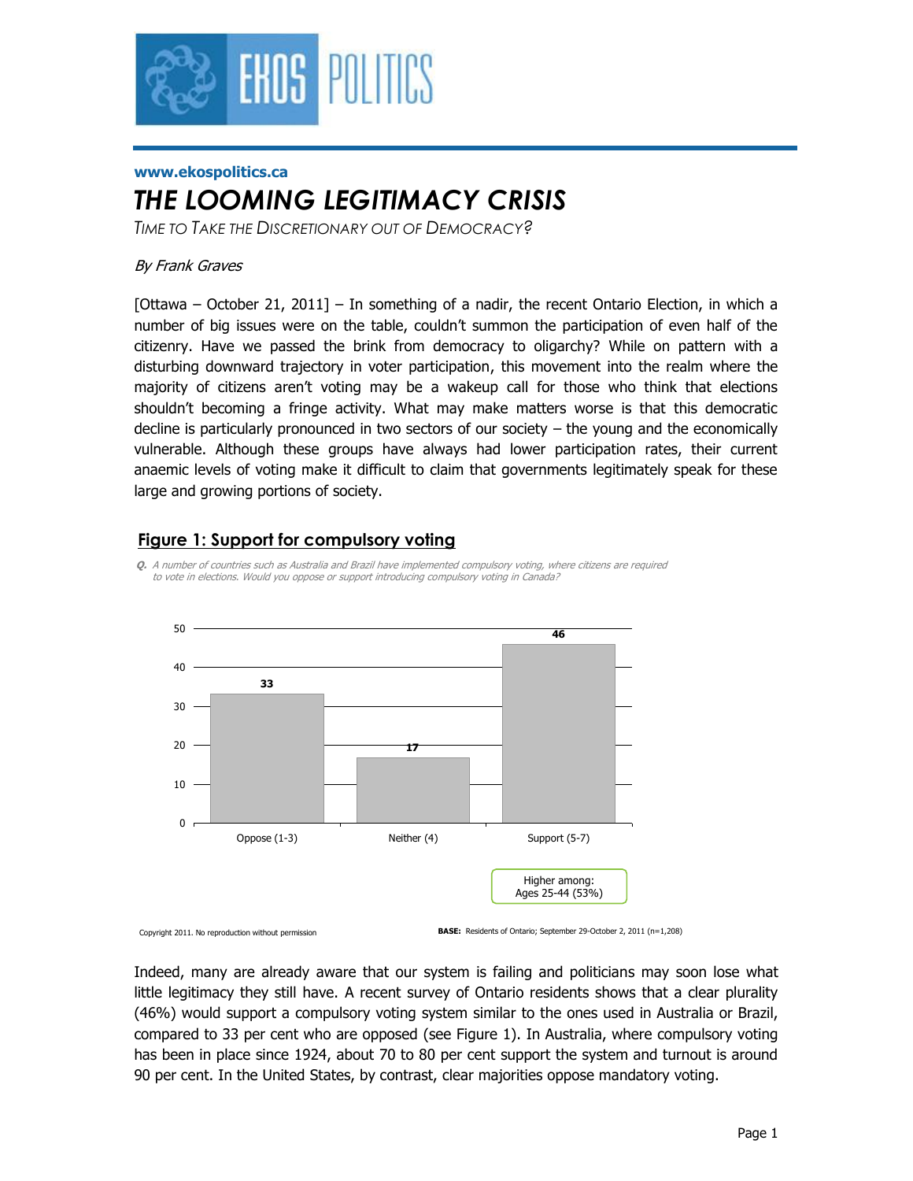www.ekospolitics.ca

# THE LOOMING LEGITIMACY CRISIS

TIME TO TAKE THE DISCRETIONARY OUT OF DEMOCRACY?

*By Frank Graves*

[Ottawa – October 21, 2011] – In something of a nadir, the recent Ontario Election, in which a number of big issues were on the table, couldn't summon the participation of even half of the citizenry. Have we passed the brink from democracy to oligarchy? While on pattern with a disturbing downward trajectory in voter participation, this movement into the realm where the majority of citizens aren't voting may be a wakeup call for those who think that elections shouldn't becoming a fringe activity. What may make matters worse is that this democratic decline is particularly pronounced in two sectors of our society – the young and the economically vulnerable. Although these groups have always had lower participation rates, their current anaemic levels of voting make it difficult to claim that governments legitimately speak for these large and growing portions of society.

## Figure 1: Support for compulsory voting

*Q. A number of countries such as Australia and Brazil have implemented compulsory voting, where citizens are required to vote in elections. Would you oppose or support introducing compulsory voting in Canada?*

| Response | % |
|---|---|
| Oppose (1-3) | 33 |
| Neither (4) | 17 |
| Support (5-7) | 46 |

Higher among: Ages 25-44 (53%)

Copyright 2011. No reproduction without permission

**BASE:** Residents of Ontario; September 29-October 2, 2011 (n=1,208)

Indeed, many are already aware that our system is failing and politicians may soon lose what little legitimacy they still have. A recent survey of Ontario residents shows that a clear plurality (46%) would support a compulsory voting system similar to the ones used in Australia or Brazil, compared to 33 per cent who are opposed (see Figure 1). In Australia, where compulsory voting has been in place since 1924, about 70 to 80 per cent support the system and turnout is around 90 per cent. In the United States, by contrast, clear majorities oppose mandatory voting.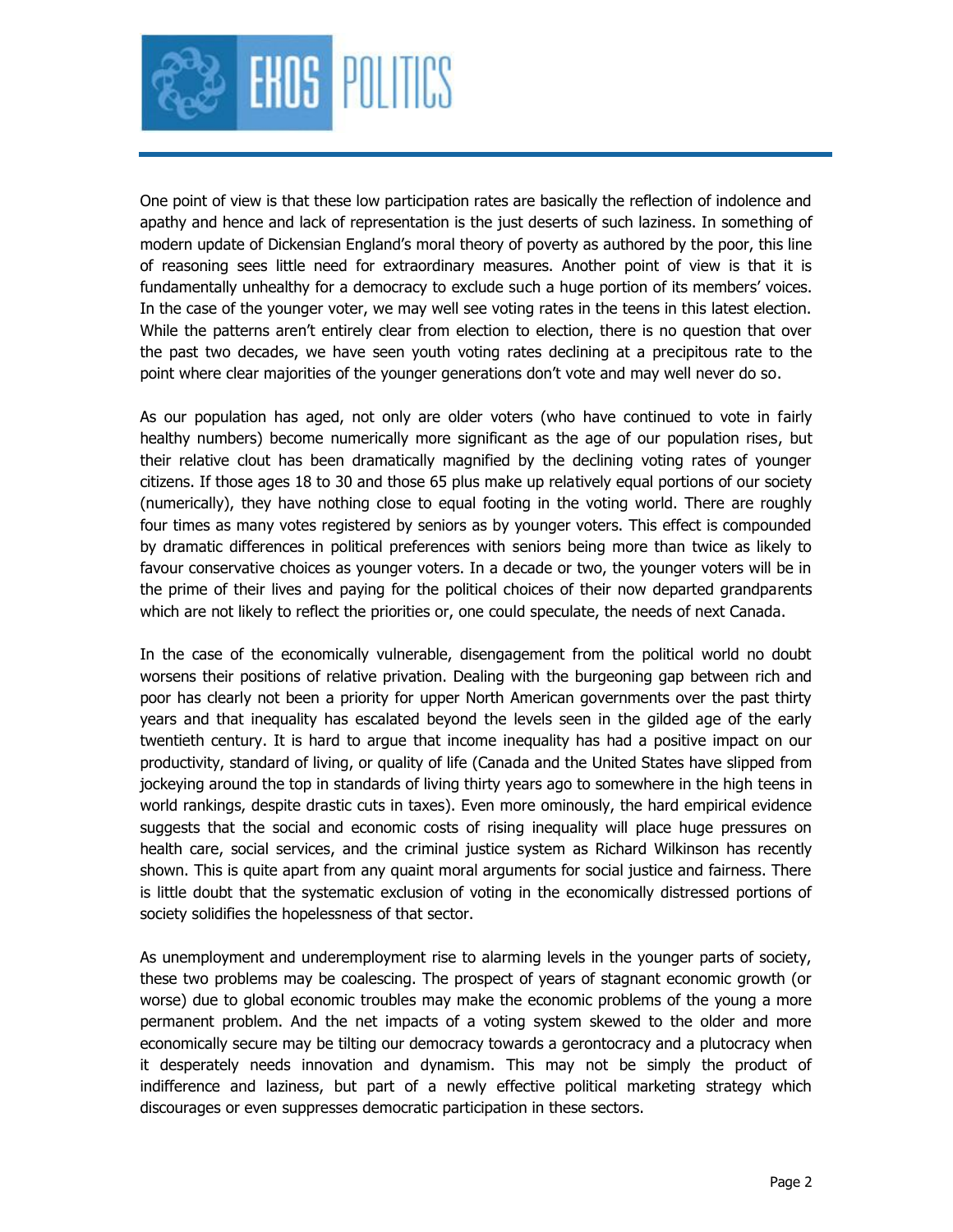One point of view is that these low participation rates are basically the reflection of indolence and apathy and hence and lack of representation is the just deserts of such laziness. In something of modern update of Dickensian England's moral theory of poverty as authored by the poor, this line of reasoning sees little need for extraordinary measures. Another point of view is that it is fundamentally unhealthy for a democracy to exclude such a huge portion of its members' voices. In the case of the younger voter, we may well see voting rates in the teens in this latest election. While the patterns aren't entirely clear from election to election, there is no question that over the past two decades, we have seen youth voting rates declining at a precipitous rate to the point where clear majorities of the younger generations don't vote and may well never do so.

As our population has aged, not only are older voters (who have continued to vote in fairly healthy numbers) become numerically more significant as the age of our population rises, but their relative clout has been dramatically magnified by the declining voting rates of younger citizens. If those ages 18 to 30 and those 65 plus make up relatively equal portions of our society (numerically), they have nothing close to equal footing in the voting world. There are roughly four times as many votes registered by seniors as by younger voters. This effect is compounded by dramatic differences in political preferences with seniors being more than twice as likely to favour conservative choices as younger voters. In a decade or two, the younger voters will be in the prime of their lives and paying for the political choices of their now departed grandparents which are not likely to reflect the priorities or, one could speculate, the needs of next Canada.

In the case of the economically vulnerable, disengagement from the political world no doubt worsens their positions of relative privation. Dealing with the burgeoning gap between rich and poor has clearly not been a priority for upper North American governments over the past thirty years and that inequality has escalated beyond the levels seen in the gilded age of the early twentieth century. It is hard to argue that income inequality has had a positive impact on our productivity, standard of living, or quality of life (Canada and the United States have slipped from jockeying around the top in standards of living thirty years ago to somewhere in the high teens in world rankings, despite drastic cuts in taxes). Even more ominously, the hard empirical evidence suggests that the social and economic costs of rising inequality will place huge pressures on health care, social services, and the criminal justice system as Richard Wilkinson has recently shown. This is quite apart from any quaint moral arguments for social justice and fairness. There is little doubt that the systematic exclusion of voting in the economically distressed portions of society solidifies the hopelessness of that sector.

As unemployment and underemployment rise to alarming levels in the younger parts of society, these two problems may be coalescing. The prospect of years of stagnant economic growth (or worse) due to global economic troubles may make the economic problems of the young a more permanent problem. And the net impacts of a voting system skewed to the older and more economically secure may be tilting our democracy towards a gerontocracy and a plutocracy when it desperately needs innovation and dynamism. This may not be simply the product of indifference and laziness, but part of a newly effective political marketing strategy which discourages or even suppresses democratic participation in these sectors.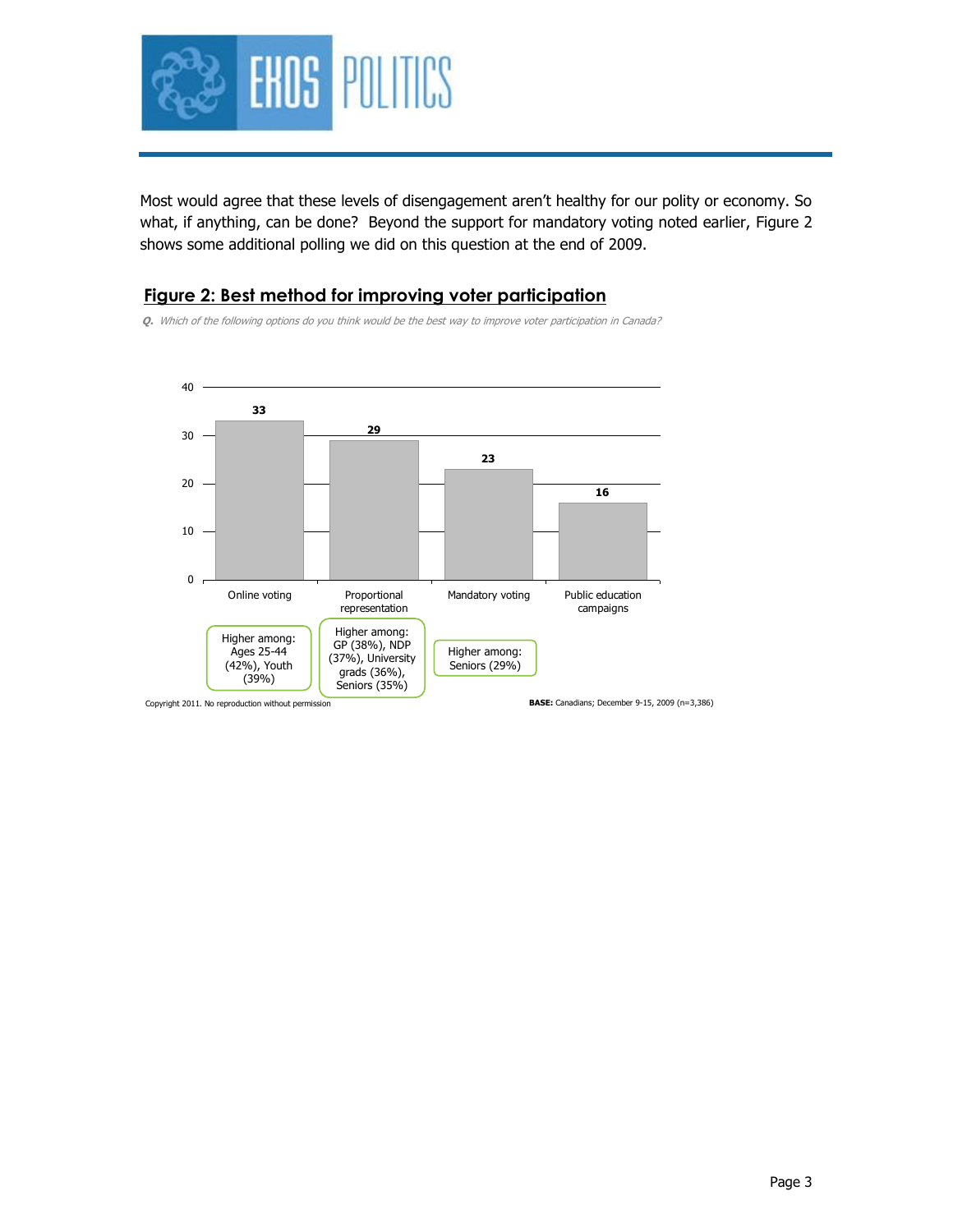Most would agree that these levels of disengagement aren't healthy for our polity or economy. So what, if anything, can be done? Beyond the support for mandatory voting noted earlier, Figure 2 shows some additional polling we did on this question at the end of 2009.

## Figure 2: Best method for improving voter participation

*Q. Which of the following options do you think would be the best way to improve voter participation in Canada?*

| Option | % | Higher among |
|---|---|---|
| Online voting | 33 | Ages 25-44 (42%), Youth (39%) |
| Proportional representation | 29 | GP (38%), NDP (37%), University grads (36%), Seniors (35%) |
| Mandatory voting | 23 | Seniors (29%) |
| Public education campaigns | 16 | |

Copyright 2011. No reproduction without permission

**BASE:** Canadians; December 9-15, 2009 (n=3,386)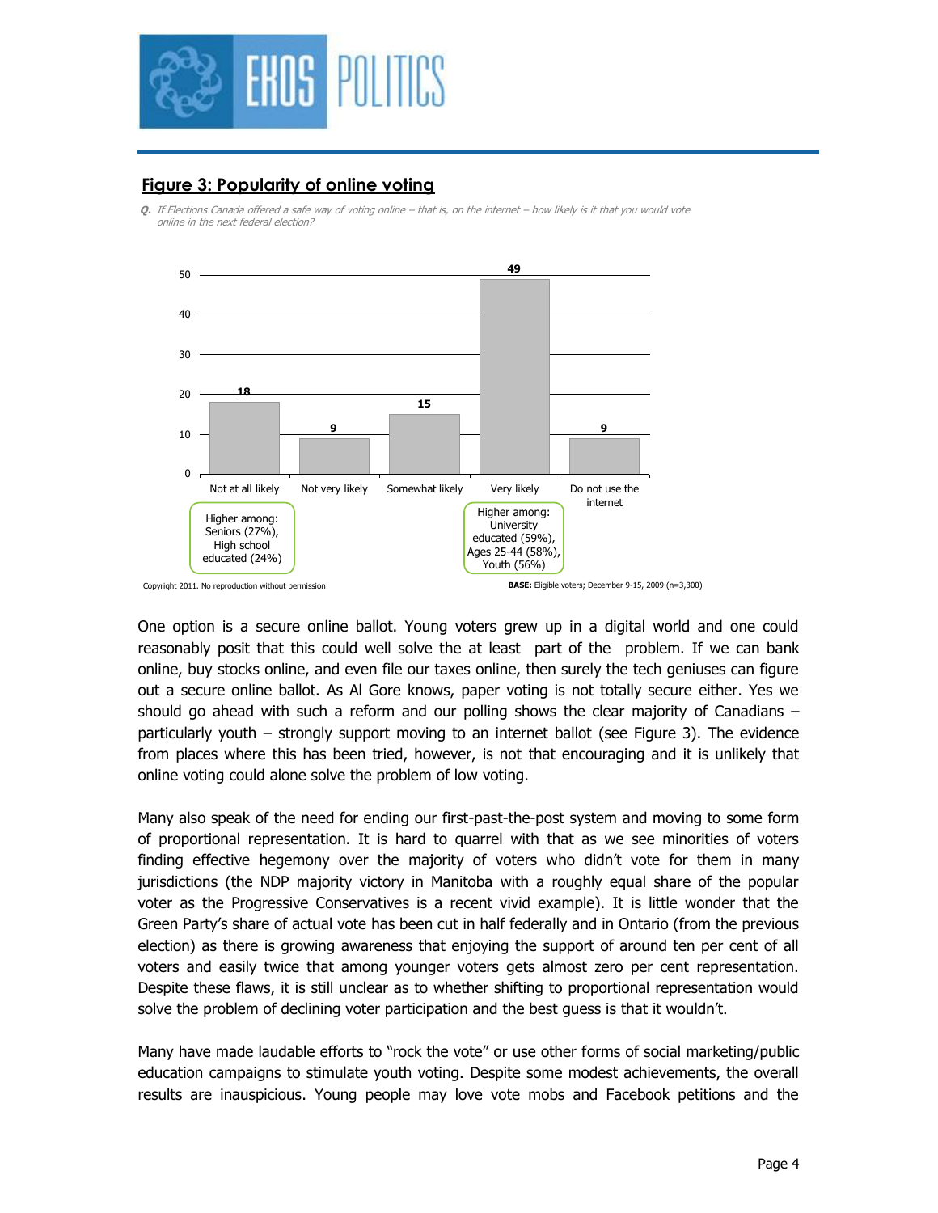## Figure 3: Popularity of online voting

*Q. If Elections Canada offered a safe way of voting online – that is, on the internet – how likely is it that you would vote online in the next federal election?*

| Response | % |
|---|---|
| Not at all likely | 18 |
| Not very likely | 9 |
| Somewhat likely | 15 |
| Very likely | 49 |
| Do not use the internet | 9 |

Not at all likely – Higher among: Seniors (27%), High school educated (24%)

Very likely – Higher among: University educated (59%), Ages 25-44 (58%), Youth (56%)

Copyright 2011. No reproduction without permission

**BASE:** Eligible voters; December 9-15, 2009 (n=3,300)

One option is a secure online ballot. Young voters grew up in a digital world and one could reasonably posit that this could well solve the at least part of the problem. If we can bank online, buy stocks online, and even file our taxes online, then surely the tech geniuses can figure out a secure online ballot. As Al Gore knows, paper voting is not totally secure either. Yes we should go ahead with such a reform and our polling shows the clear majority of Canadians – particularly youth – strongly support moving to an internet ballot (see Figure 3). The evidence from places where this has been tried, however, is not that encouraging and it is unlikely that online voting could alone solve the problem of low voting.

Many also speak of the need for ending our first-past-the-post system and moving to some form of proportional representation. It is hard to quarrel with that as we see minorities of voters finding effective hegemony over the majority of voters who didn't vote for them in many jurisdictions (the NDP majority victory in Manitoba with a roughly equal share of the popular voter as the Progressive Conservatives is a recent vivid example). It is little wonder that the Green Party's share of actual vote has been cut in half federally and in Ontario (from the previous election) as there is growing awareness that enjoying the support of around ten per cent of all voters and easily twice that among younger voters gets almost zero per cent representation. Despite these flaws, it is still unclear as to whether shifting to proportional representation would solve the problem of declining voter participation and the best guess is that it wouldn't.

Many have made laudable efforts to "rock the vote" or use other forms of social marketing/public education campaigns to stimulate youth voting. Despite some modest achievements, the overall results are inauspicious. Young people may love vote mobs and Facebook petitions and the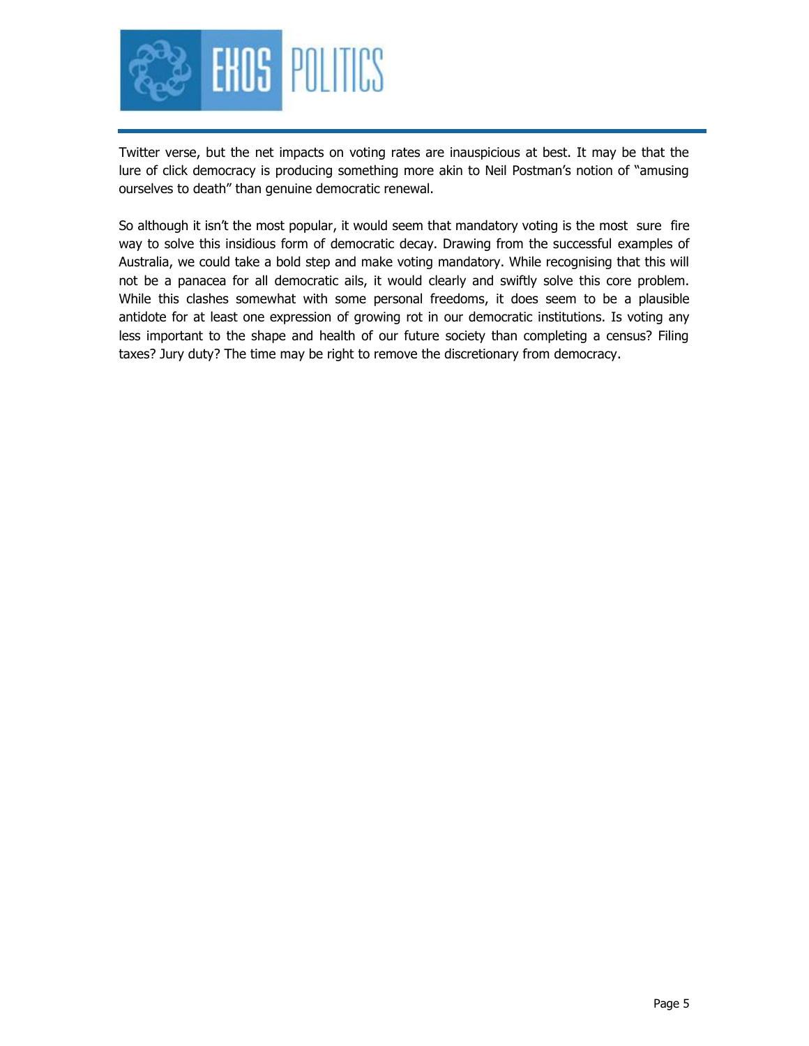Twitter verse, but the net impacts on voting rates are inauspicious at best. It may be that the lure of click democracy is producing something more akin to Neil Postman's notion of "amusing ourselves to death" than genuine democratic renewal.

So although it isn't the most popular, it would seem that mandatory voting is the most sure fire way to solve this insidious form of democratic decay. Drawing from the successful examples of Australia, we could take a bold step and make voting mandatory. While recognising that this will not be a panacea for all democratic ails, it would clearly and swiftly solve this core problem. While this clashes somewhat with some personal freedoms, it does seem to be a plausible antidote for at least one expression of growing rot in our democratic institutions. Is voting any less important to the shape and health of our future society than completing a census? Filing taxes? Jury duty? The time may be right to remove the discretionary from democracy.